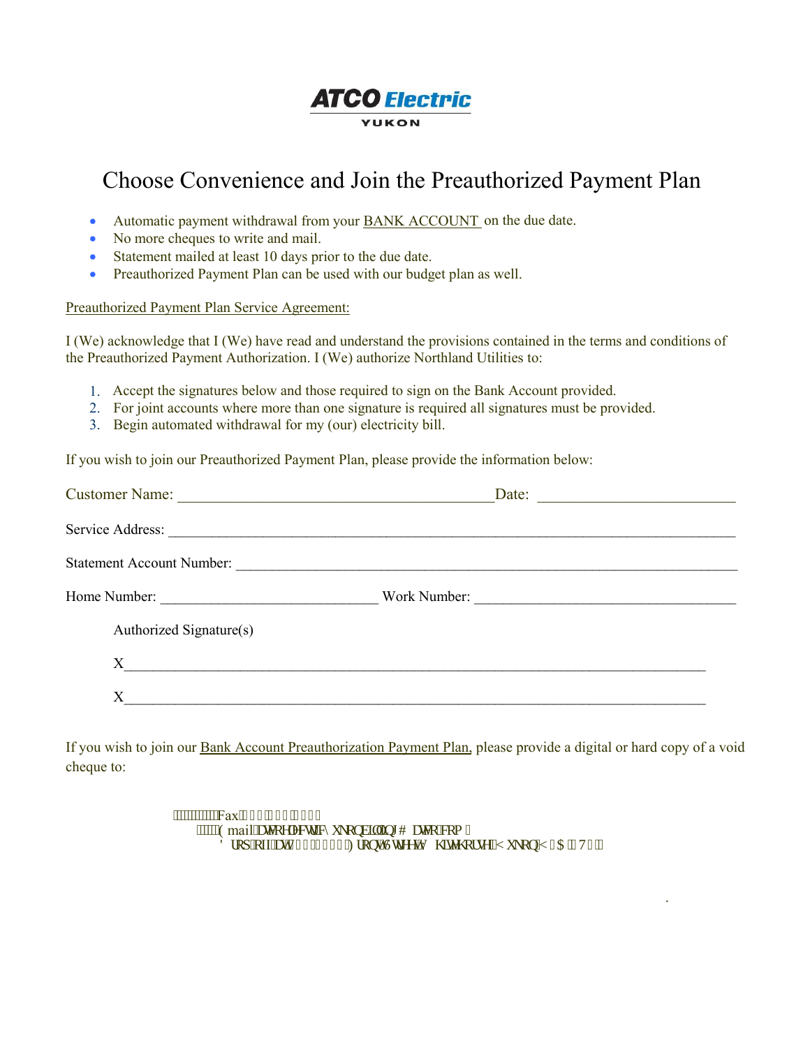# Choose Convenience and Join the Preauthorized Payment Plan

- Automatic payment withdrawal from your BANK ACCOUNT on the due date.
- No more cheques to write and mail.
- Statement mailed at least 10 days prior to the due date.
- Preauthorized Payment Plan can be used with our budget plan as well.

Preauthorized Payment Plan Service Agreement:

I (We) acknowledge that I (We) have read and understand the provisions contained in the terms and conditions of the Preauthorized Payment Authorization. I (We) authorize Northland Utilities to:

1. Accept the signatures below and those required to sign on the Bank Account provided.
2. For joint accounts where more than one signature is required all signatures must be provided.
3. Begin automated withdrawal for my (our) electricity bill.

If you wish to join our Preauthorized Payment Plan, please provide the information below:

Customer Name: __________________________________________ Date: _________________________

Service Address: ______________________________________________________________________________

Statement Account Number: ______________________________________________________________________

Home Number: _____________________________ Work Number: ___________________________________

Authorized Signature(s)

X_____________________________________________________________________________

X_____________________________________________________________________________

If you wish to join our Bank Account Preauthorization Payment Plan, please provide a digital or hard copy of a void cheque to:

Fax

E-mail atcoelectricyukonbilling@atco.com

Drop off at Front Street Whitehorse Yukon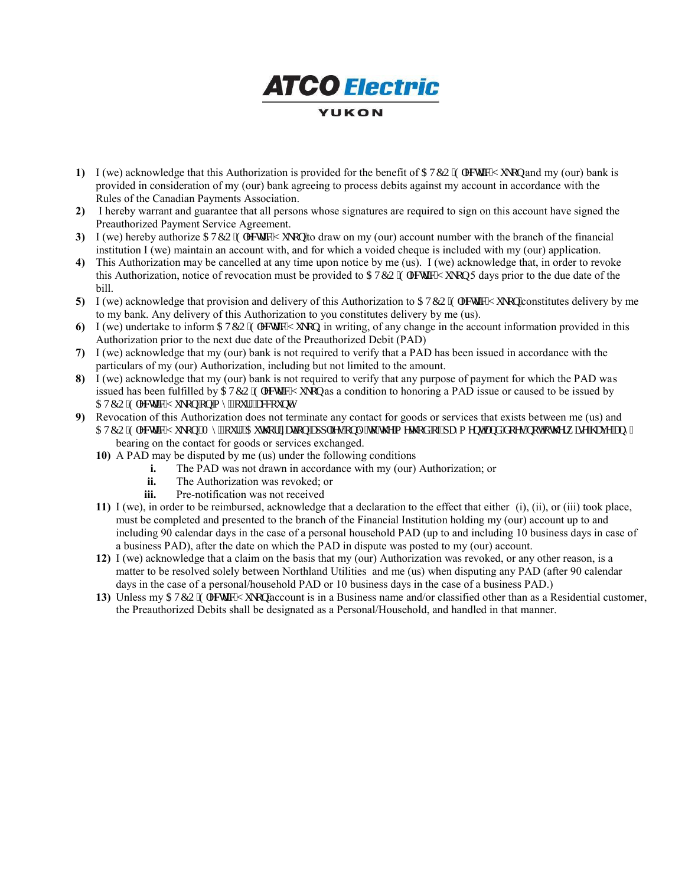**ATCO Electric**

**YUKON**

1) I (we) acknowledge that this Authorization is provided for the benefit of ATCO Electric Yukon and my (our) bank is provided in consideration of my (our) bank agreeing to process debits against my account in accordance with the Rules of the Canadian Payments Association.
2) I hereby warrant and guarantee that all persons whose signatures are required to sign on this account have signed the Preauthorized Payment Service Agreement.
3) I (we) hereby authorize ATCO Electric Yukon to draw on my (our) account number with the branch of the financial institution I (we) maintain an account with, and for which a voided cheque is included with my (our) application.
4) This Authorization may be cancelled at any time upon notice by me (us). I (we) acknowledge that, in order to revoke this Authorization, notice of revocation must be provided to ATCO Electric Yukon 5 days prior to the due date of the bill.
5) I (we) acknowledge that provision and delivery of this Authorization to ATCO Electric Yukon constitutes delivery by me to my bank. Any delivery of this Authorization to you constitutes delivery by me (us).
6) I (we) undertake to inform ATCO Electric Yukon in writing, of any change in the account information provided in this Authorization prior to the next due date of the Preauthorized Debit (PAD)
7) I (we) acknowledge that my (our) bank is not required to verify that a PAD has been issued in accordance with the particulars of my (our) Authorization, including but not limited to the amount.
8) I (we) acknowledge that my (our) bank is not required to verify that any purpose of payment for which the PAD was issued has been fulfilled by ATCO Electric Yukon as a condition to honoring a PAD issue or caused to be issued by ATCO Electric Yukon on my (our) account.
9) Revocation of this Authorization does not terminate any contact for goods or services that exists between me (us) and ATCO Electric Yukon. My (our) Authorization applies only to the method of payment and does not otherwise have any bearing on the contact for goods or services exchanged.
10) A PAD may be disputed by me (us) under the following conditions
    i. The PAD was not drawn in accordance with my (our) Authorization; or
    ii. The Authorization was revoked; or
    iii. Pre-notification was not received
11) I (we), in order to be reimbursed, acknowledge that a declaration to the effect that either (i), (ii), or (iii) took place, must be completed and presented to the branch of the Financial Institution holding my (our) account up to and including 90 calendar days in the case of a personal household PAD (up to and including 10 business days in case of a business PAD), after the date on which the PAD in dispute was posted to my (our) account.
12) I (we) acknowledge that a claim on the basis that my (our) Authorization was revoked, or any other reason, is a matter to be resolved solely between Northland Utilities and me (us) when disputing any PAD (after 90 calendar days in the case of a personal/household PAD or 10 business days in the case of a business PAD.)
13) Unless my ATCO Electric Yukon account is in a Business name and/or classified other than as a Residential customer, the Preauthorized Debits shall be designated as a Personal/Household, and handled in that manner.